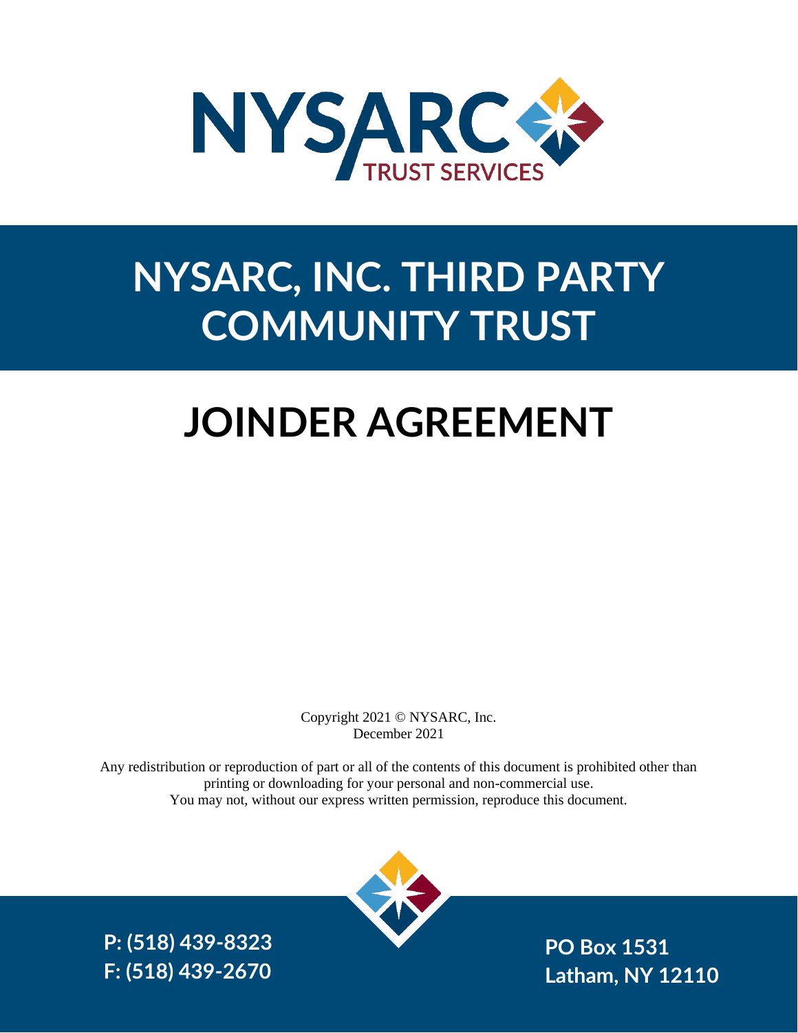NYSARC TRUST SERVICES

# NYSARC, INC. THIRD PARTY COMMUNITY TRUST

# JOINDER AGREEMENT

Copyright 2021 © NYSARC, Inc.
December 2021

Any redistribution or reproduction of part or all of the contents of this document is prohibited other than printing or downloading for your personal and non-commercial use.
You may not, without our express written permission, reproduce this document.

**P: (518) 439-8323**
**F: (518) 439-2670**

**PO Box 1531**
**Latham, NY 12110**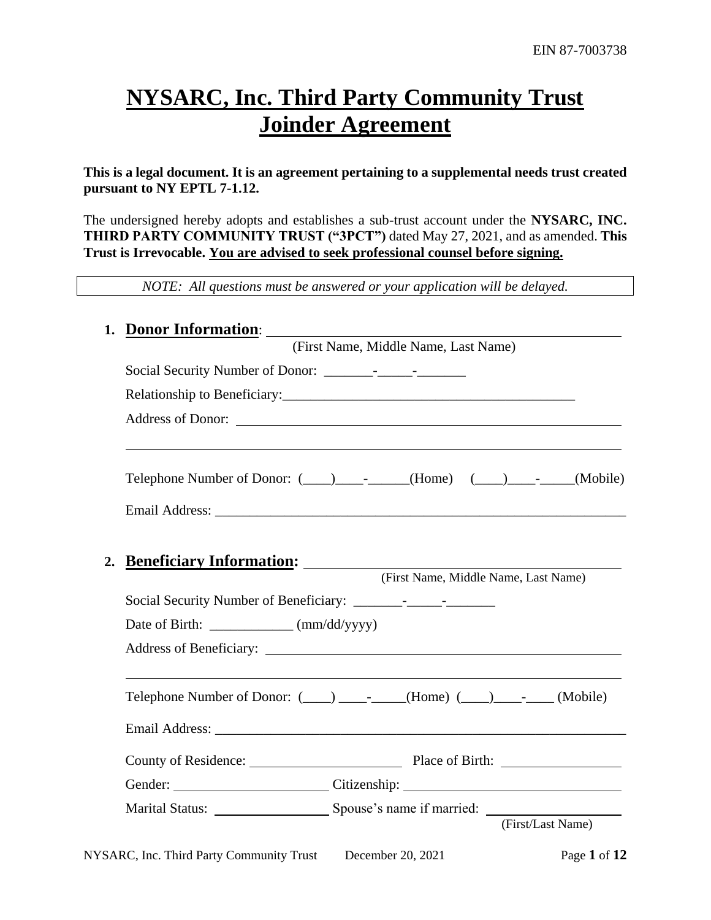EIN 87-7003738

# NYSARC, Inc. Third Party Community Trust Joinder Agreement

**This is a legal document. It is an agreement pertaining to a supplemental needs trust created pursuant to NY EPTL 7-1.12.**

The undersigned hereby adopts and establishes a sub-trust account under the **NYSARC, INC. THIRD PARTY COMMUNITY TRUST ("3PCT")** dated May 27, 2021, and as amended. **This Trust is Irrevocable.** **You are advised to seek professional counsel before signing.**

*NOTE: All questions must be answered or your application will be delayed.*

1. **Donor Information**: ______________________________________________
   (First Name, Middle Name, Last Name)

   Social Security Number of Donor: _______-_____-_______

   Relationship to Beneficiary:__________________________________________

   Address of Donor: ____________________________________________________

   ______________________________________________________________________

   Telephone Number of Donor: (____)____-______(Home) (____)____-_____(Mobile)

   Email Address: _______________________________________________________

2. **Beneficiary Information:** ______________________________________________
   (First Name, Middle Name, Last Name)

   Social Security Number of Beneficiary: _______-_____-_______

   Date of Birth: ____________ (mm/dd/yyyy)

   Address of Beneficiary: _______________________________________________

   ______________________________________________________________________

   Telephone Number of Donor: (____) ____-_____(Home) (____)____-____ (Mobile)

   Email Address: _______________________________________________________

   County of Residence: ______________________ Place of Birth: _________________

   Gender: ______________________ Citizenship: _______________________________

   Marital Status: ________________ Spouse's name if married: ___________________
   (First/Last Name)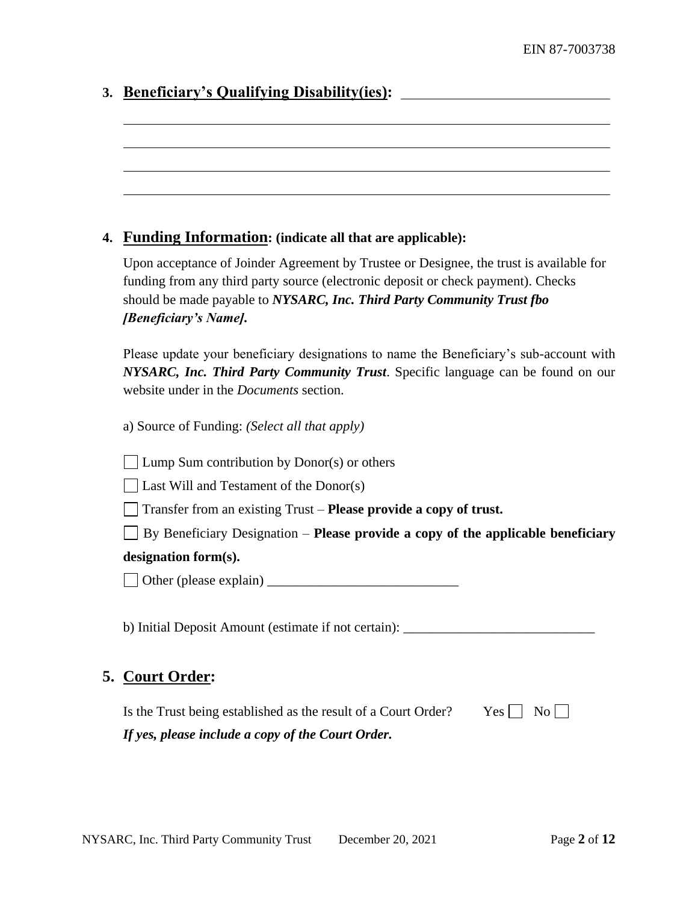## 3. Beliefs Qualifying Disability(ies): ______________________________

______________________________________________________________________

______________________________________________________________________

______________________________________________________________________

______________________________________________________________________

## 4. Funding Information: (indicate all that are applicable):

Upon acceptance of Joinder Agreement by Trustee or Designee, the trust is available for funding from any third party source (electronic deposit or check payment). Checks should be made payable to ***NYSARC, Inc. Third Party Community Trust fbo [Beneficiary's Name].***

Please update your beneficiary designations to name the Beneficiary's sub-account with ***NYSARC, Inc. Third Party Community Trust***. Specific language can be found on our website under in the *Documents* section.

a) Source of Funding: *(Select all that apply)*

☐ Lump Sum contribution by Donor(s) or others

☐ Last Will and Testament of the Donor(s)

☐ Transfer from an existing Trust – **Please provide a copy of trust.**

☐ By Beneficiary Designation – **Please provide a copy of the applicable beneficiary designation form(s).**

☐ Other (please explain) ____________________________

b) Initial Deposit Amount (estimate if not certain): ____________________________

## 5. Court Order:

Is the Trust being established as the result of a Court Order? Yes ☐ No ☐

***If yes, please include a copy of the Court Order.***

## 3. Beneficiary's Qualifying Disability(ies): ______________________________

______________________________________________________________________

______________________________________________________________________

______________________________________________________________________

______________________________________________________________________

## 4. Funding Information: (indicate all that are applicable):

Upon acceptance of Joinder Agreement by Trustee or Designee, the trust is available for funding from any third party source (electronic deposit or check payment). Checks should be made payable to ***NYSARC, Inc. Third Party Community Trust fbo [Beneficiary's Name].***

Please update your beneficiary designations to name the Beneficiary's sub-account with ***NYSARC, Inc. Third Party Community Trust***. Specific language can be found on our website under in the *Documents* section.

a) Source of Funding: *(Select all that apply)*

☐ Lump Sum contribution by Donor(s) or others

☐ Last Will and Testament of the Donor(s)

☐ Transfer from an existing Trust – **Please provide a copy of trust.**

☐ By Beneficiary Designation – **Please provide a copy of the applicable beneficiary designation form(s).**

☐ Other (please explain) ____________________________

b) Initial Deposit Amount (estimate if not certain): ____________________________

## 5. Court Order:

Is the Trust being established as the result of a Court Order? Yes ☐ No ☐

***If yes, please include a copy of the Court Order.***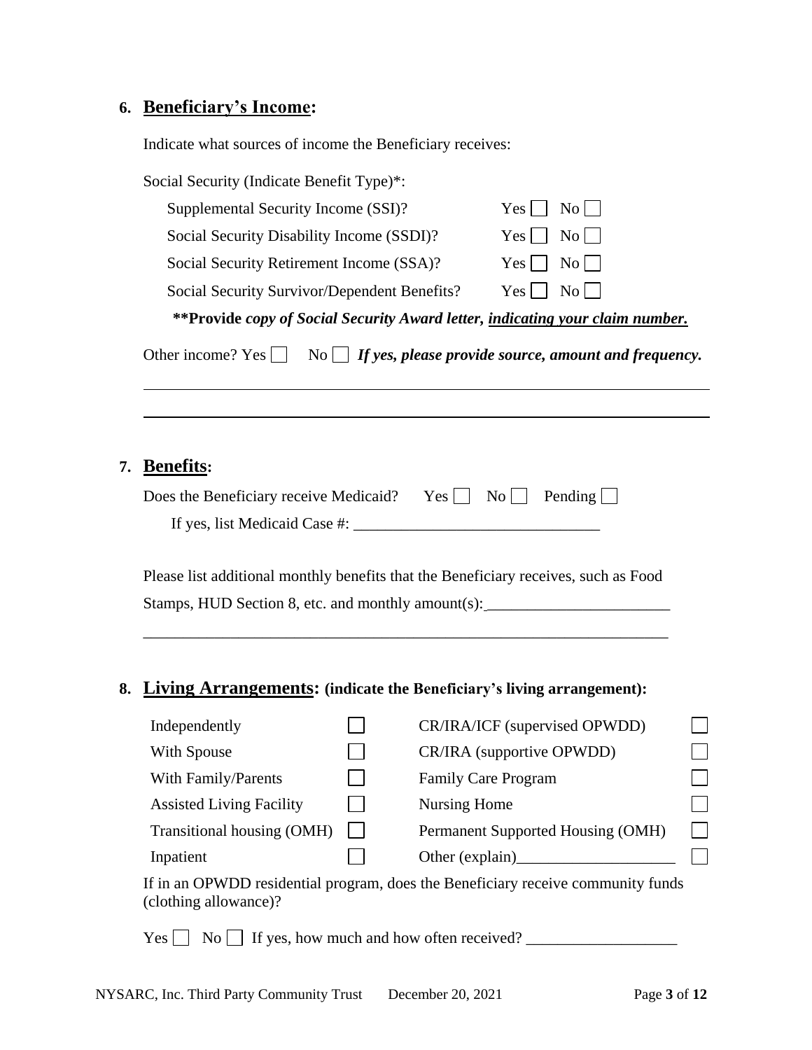## 6. Beneficiary's Income:

Indicate what sources of income the Beneficiary receives:

Social Security (Indicate Benefit Type)*:

| | |
|---|---|
| Supplemental Security Income (SSI)? | Yes ☐ No ☐ |
| Social Security Disability Income (SSDI)? | Yes ☐ No ☐ |
| Social Security Retirement Income (SSA)? | Yes ☐ No ☐ |
| Social Security Survivor/Dependent Benefits? | Yes ☐ No ☐ |

**\*\*Provide** ***copy of Social Security Award letter, indicating your claim number.***

Other income? Yes ☐ No ☐ ***If yes, please provide source, amount and frequency.***

______________________________________________________________________

______________________________________________________________________

## 7. Benefits:

Does the Beneficiary receive Medicaid? Yes ☐ No ☐ Pending ☐

If yes, list Medicaid Case #: _______________________________

Please list additional monthly benefits that the Beneficiary receives, such as Food Stamps, HUD Section 8, etc. and monthly amount(s): _______________________

______________________________________________________________________

## 8. Living Arrangements: (indicate the Beneficiary's living arrangement):

| | | | |
|---|---|---|---|
| Independently | ☐ | CR/IRA/ICF (supervised OPWDD) | ☐ |
| With Spouse | ☐ | CR/IRA (supportive OPWDD) | ☐ |
| With Family/Parents | ☐ | Family Care Program | ☐ |
| Assisted Living Facility | ☐ | Nursing Home | ☐ |
| Transitional housing (OMH) | ☐ | Permanent Supported Housing (OMH) | ☐ |
| Inpatient | ☐ | Other (explain)____________________ | ☐ |

If in an OPWDD residential program, does the Beneficiary receive community funds (clothing allowance)?

Yes ☐ No ☐ If yes, how much and how often received? ___________________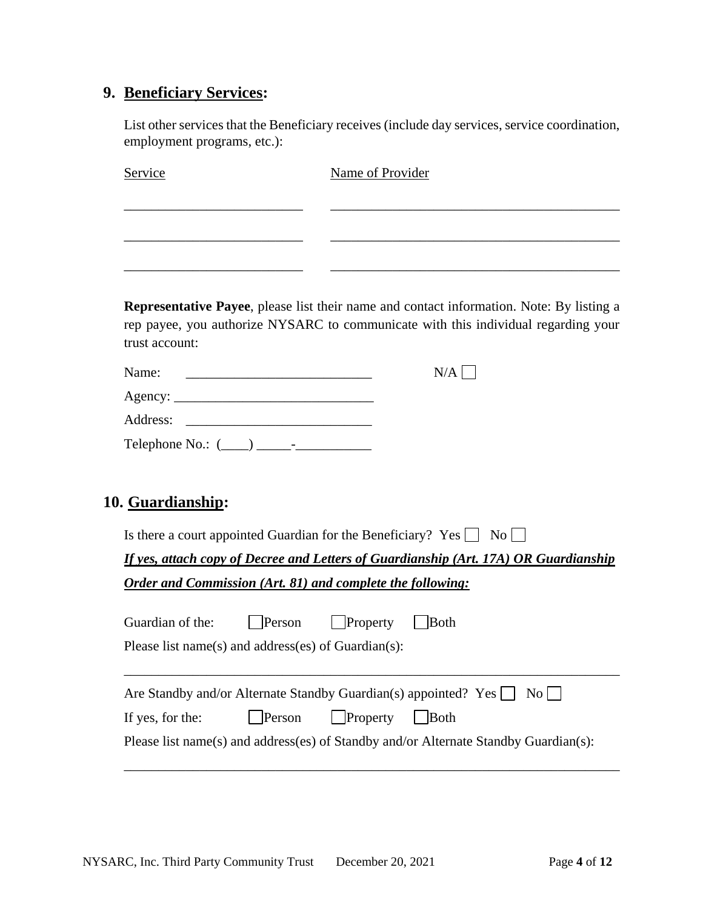## 9. **Beneficiary Services:**

List other services that the Beneficiary receives (include day services, service coordination, employment programs, etc.):

| Service | Name of Provider |
|---|---|
| ________________________ | ____________________________________ |
| ________________________ | ____________________________________ |
| ________________________ | ____________________________________ |

**Representative Payee**, please list their name and contact information. Note: By listing a rep payee, you authorize NYSARC to communicate with this individual regarding your trust account:

Name: ________________________ N/A ☐

Agency: ________________________

Address: ________________________

Telephone No.: (____) _____-___________

## 10. **Guardianship:**

Is there a court appointed Guardian for the Beneficiary? Yes ☐ No ☐

***If yes, attach copy of Decree and Letters of Guardianship (Art. 17A) OR Guardianship Order and Commission (Art. 81) and complete the following:***

Guardian of the: ☐ Person ☐ Property ☐ Both

Please list name(s) and address(es) of Guardian(s):

______________________________________________________________

Are Standby and/or Alternate Standby Guardian(s) appointed? Yes ☐ No ☐

If yes, for the: ☐ Person ☐ Property ☐ Both

Please list name(s) and address(es) of Standby and/or Alternate Standby Guardian(s):

______________________________________________________________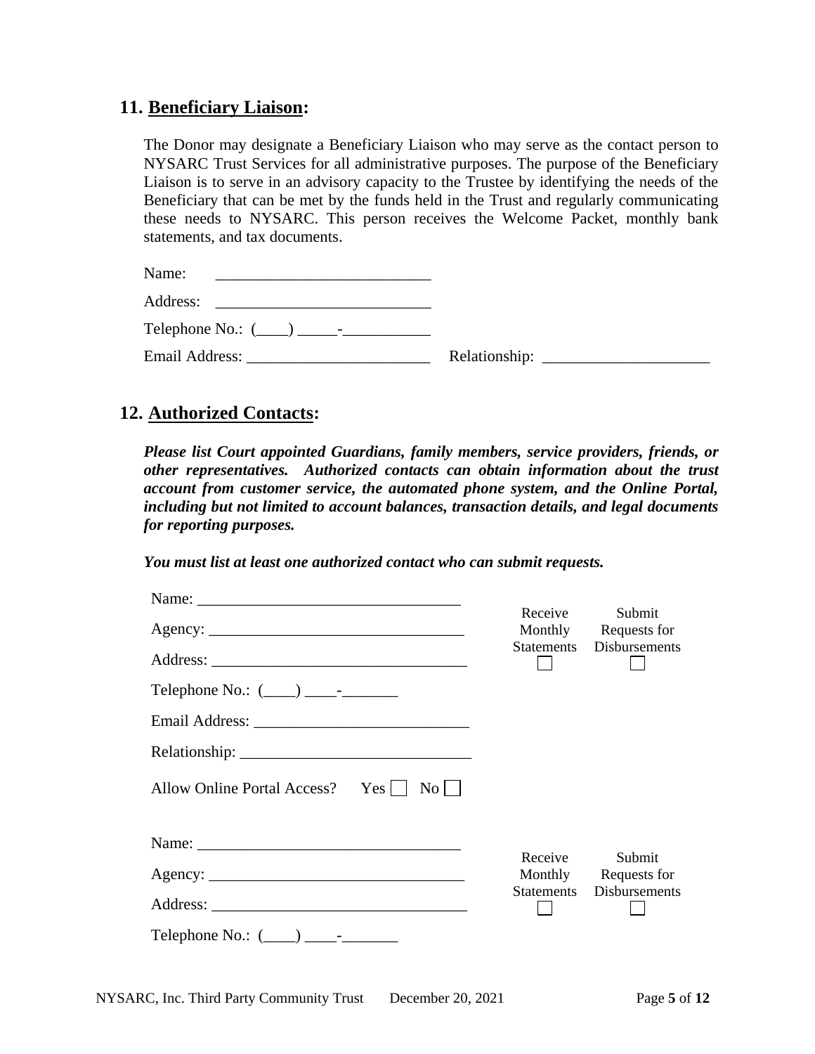## 11. <u>Beneficiary Liaison</u>:

The Donor may designate a Beneficiary Liaison who may serve as the contact person to NYSARC Trust Services for all administrative purposes. The purpose of the Beneficiary Liaison is to serve in an advisory capacity to the Trustee by identifying the needs of the Beneficiary that can be met by the funds held in the Trust and regularly communicating these needs to NYSARC. This person receives the Welcome Packet, monthly bank statements, and tax documents.

Name: ___________________________

Address: ___________________________

Telephone No.: (____) _____-___________

Email Address: _______________________ Relationship: _____________________

## 12. <u>Authorized Contacts</u>:

***Please list Court appointed Guardians, family members, service providers, friends, or other representatives. Authorized contacts can obtain information about the trust account from customer service, the automated phone system, and the Online Portal, including but not limited to account balances, transaction details, and legal documents for reporting purposes.***

***You must list at least one authorized contact who can submit requests.***

Name: _________________________________

Agency: ________________________________

Address: ________________________________

Telephone No.: (____) ____-_______

Email Address: ___________________________

Relationship: ____________________________

Allow Online Portal Access? Yes ☐ No ☐

Receive Monthly Statements ☐ Submit Requests for Disbursements ☐

Name: _________________________________

Agency: ________________________________

Address: ________________________________

Telephone No.: (____) ____-_______

Receive Monthly Statements ☐ Submit Requests for Disbursements ☐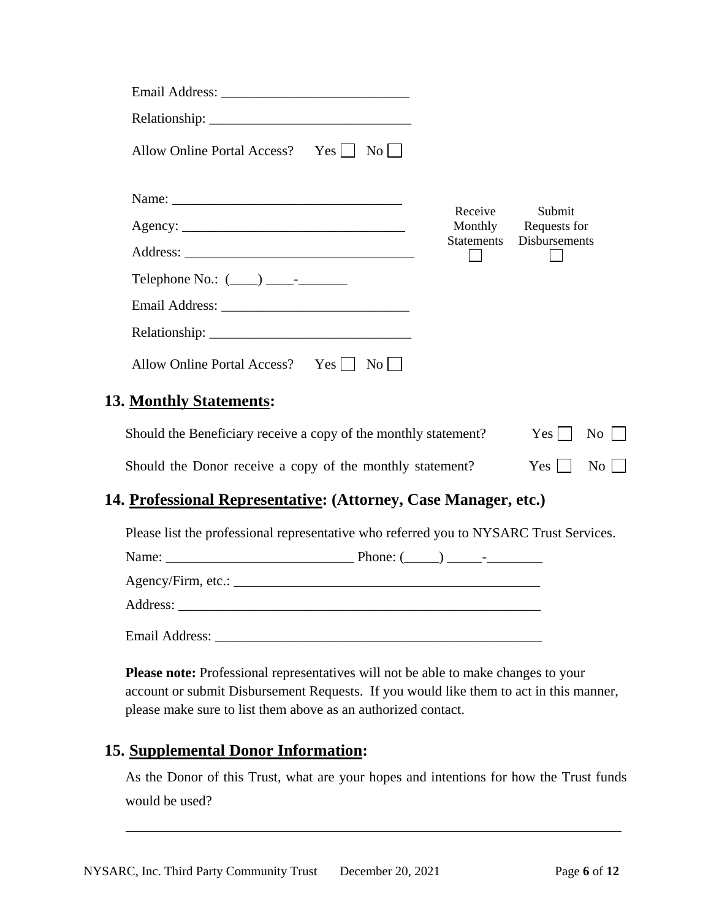Email Address: ___________________________

Relationship: _____________________________

Allow Online Portal Access? Yes ☐ No ☐

Name: _________________________________

Agency: ________________________________

Address: _________________________________

Telephone No.: (____) ____-_______

Email Address: ___________________________

Relationship: _____________________________

Allow Online Portal Access? Yes ☐ No ☐

| Receive Monthly Statements | Submit Requests for Disbursements |
|---|---|
| ☐ | ☐ |

## 13. **Monthly Statements:**

Should the Beneficiary receive a copy of the monthly statement? Yes ☐ No ☐

Should the Donor receive a copy of the monthly statement? Yes ☐ No ☐

## 14. **Professional Representative: (Attorney, Case Manager, etc.)**

Please list the professional representative who referred you to NYSARC Trust Services.

Name: ___________________________ Phone: (_____) _____-________

Agency/Firm, etc.: _____________________________________________

Address: _____________________________________________________

Email Address: ________________________________________________

**Please note:** Professional representatives will not be able to make changes to your account or submit Disbursement Requests. If you would like them to act in this manner, please make sure to list them above as an authorized contact.

## 15. **Supplemental Donor Information:**

As the Donor of this Trust, what are your hopes and intentions for how the Trust funds would be used?

_________________________________________________________________________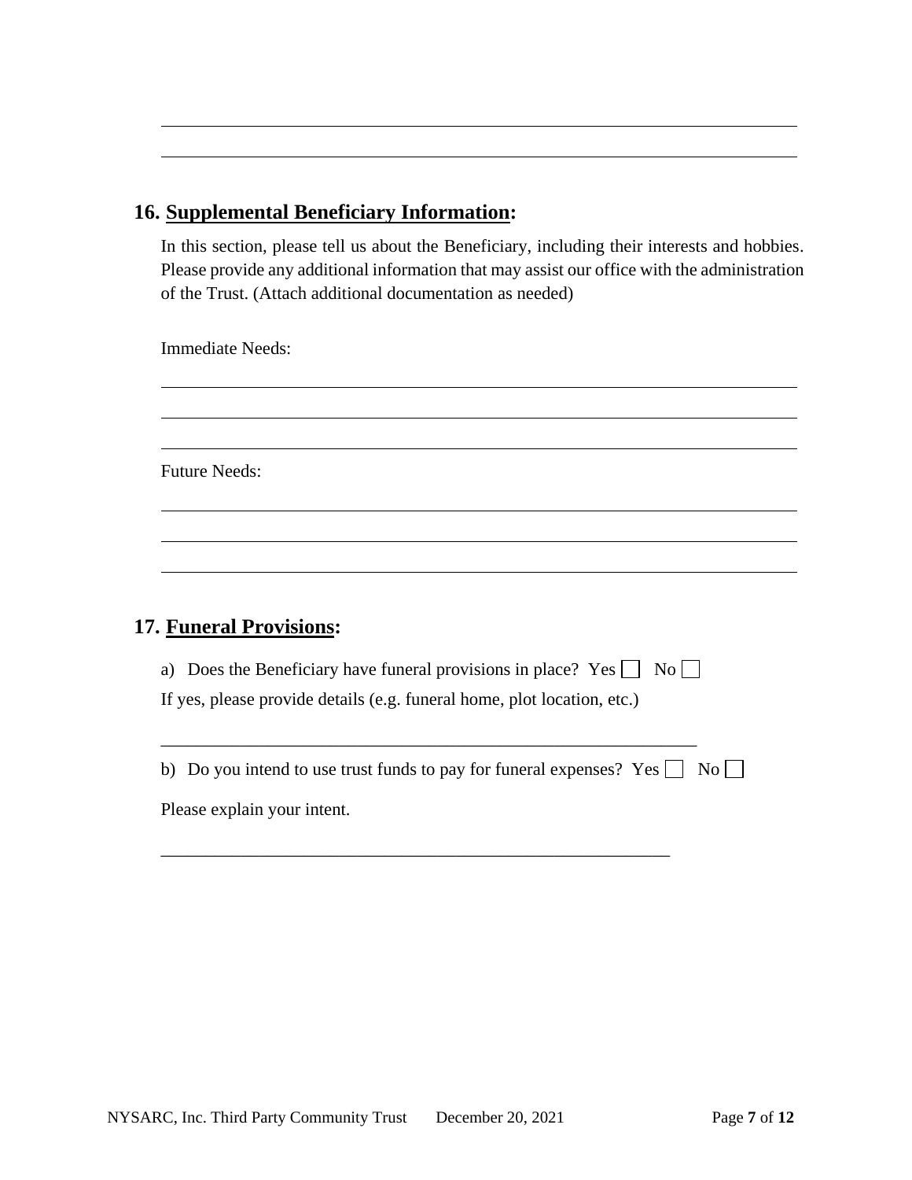## 16. Supplemental Beneficiary Information:

In this section, please tell us about the Beneficiary, including their interests and hobbies. Please provide any additional information that may assist our office with the administration of the Trust. (Attach additional documentation as needed)

Immediate Needs:

Future Needs:

## 17. Funeral Provisions:

a) Does the Beneficiary have funeral provisions in place? Yes ☐ No ☐

If yes, please provide details (e.g. funeral home, plot location, etc.)

_______________________________________________________________

b) Do you intend to use trust funds to pay for funeral expenses? Yes ☐ No ☐

Please explain your intent.

_______________________________________________________________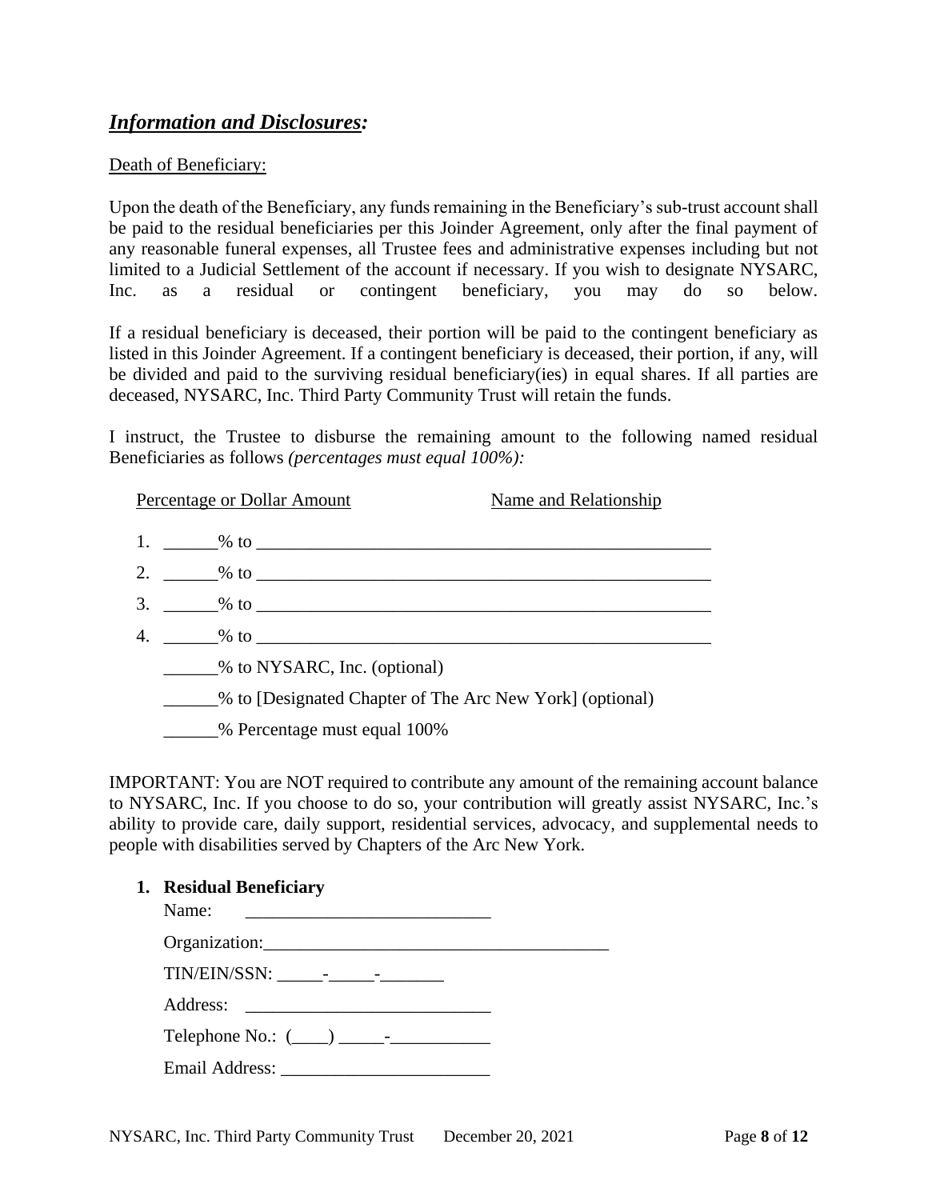## ***Information and Disclosures:***

Death of Beneficiary:

Upon the death of the Beneficiary, any funds remaining in the Beneficiary's sub-trust account shall be paid to the residual beneficiaries per this Joinder Agreement, only after the final payment of any reasonable funeral expenses, all Trustee fees and administrative expenses including but not limited to a Judicial Settlement of the account if necessary. If you wish to designate NYSARC, Inc. as a residual or contingent beneficiary, you may do so below.

If a residual beneficiary is deceased, their portion will be paid to the contingent beneficiary as listed in this Joinder Agreement. If a contingent beneficiary is deceased, their portion, if any, will be divided and paid to the surviving residual beneficiary(ies) in equal shares. If all parties are deceased, NYSARC, Inc. Third Party Community Trust will retain the funds.

I instruct, the Trustee to disburse the remaining amount to the following named residual Beneficiaries as follows *(percentages must equal 100%):*

Percentage or Dollar Amount    Name and Relationship

1. ______% to ____________________________________________________
2. ______% to ____________________________________________________
3. ______% to ____________________________________________________
4. ______% to ____________________________________________________

______% to NYSARC, Inc. (optional)

______% to [Designated Chapter of The Arc New York] (optional)

______% Percentage must equal 100%

IMPORTANT: You are NOT required to contribute any amount of the remaining account balance to NYSARC, Inc. If you choose to do so, your contribution will greatly assist NYSARC, Inc.'s ability to provide care, daily support, residential services, advocacy, and supplemental needs to people with disabilities served by Chapters of the Arc New York.

1. **Residual Beneficiary**

   Name: ___________________________

   Organization:______________________________________

   TIN/EIN/SSN: _____-_____-_______

   Address: ___________________________

   Telephone No.: (____) _____-___________

   Email Address: _______________________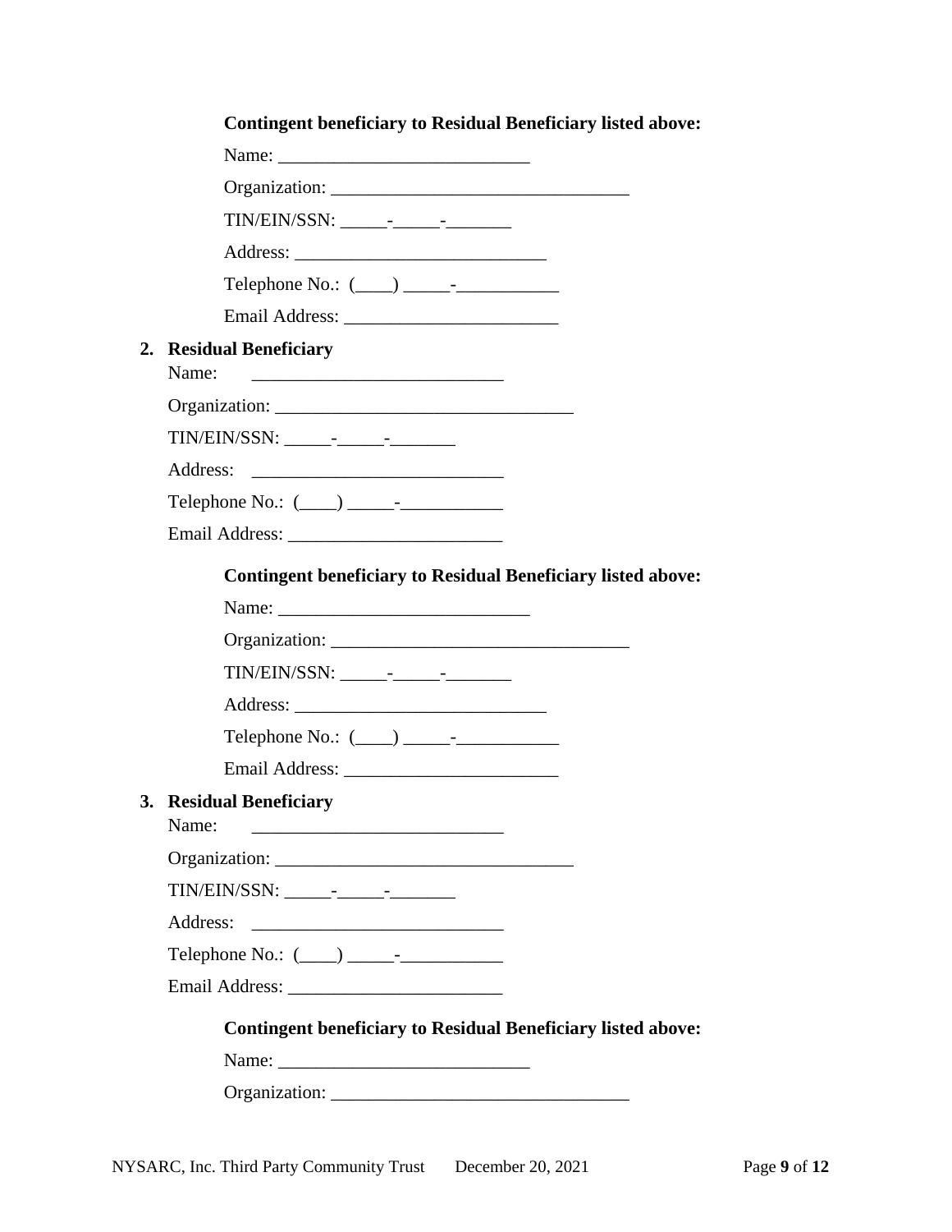**Contingent beneficiary to Residual Beneficiary listed above:**

Name: ___________________________

Organization: ________________________________

TIN/EIN/SSN: _____-_____-_______

Address: ___________________________

Telephone No.: (____) _____-___________

Email Address: _______________________

2. **Residual Beneficiary**

Name: ___________________________

Organization: ________________________________

TIN/EIN/SSN: _____-_____-_______

Address: ___________________________

Telephone No.: (____) _____-___________

Email Address: _______________________

**Contingent beneficiary to Residual Beneficiary listed above:**

Name: ___________________________

Organization: ________________________________

TIN/EIN/SSN: _____-_____-_______

Address: ___________________________

Telephone No.: (____) _____-___________

Email Address: _______________________

3. **Residual Beneficiary**

Name: ___________________________

Organization: ________________________________

TIN/EIN/SSN: _____-_____-_______

Address: ___________________________

Telephone No.: (____) _____-___________

Email Address: _______________________

**Contingent beneficiary to Residual Beneficiary listed above:**

Name: ___________________________

Organization: ________________________________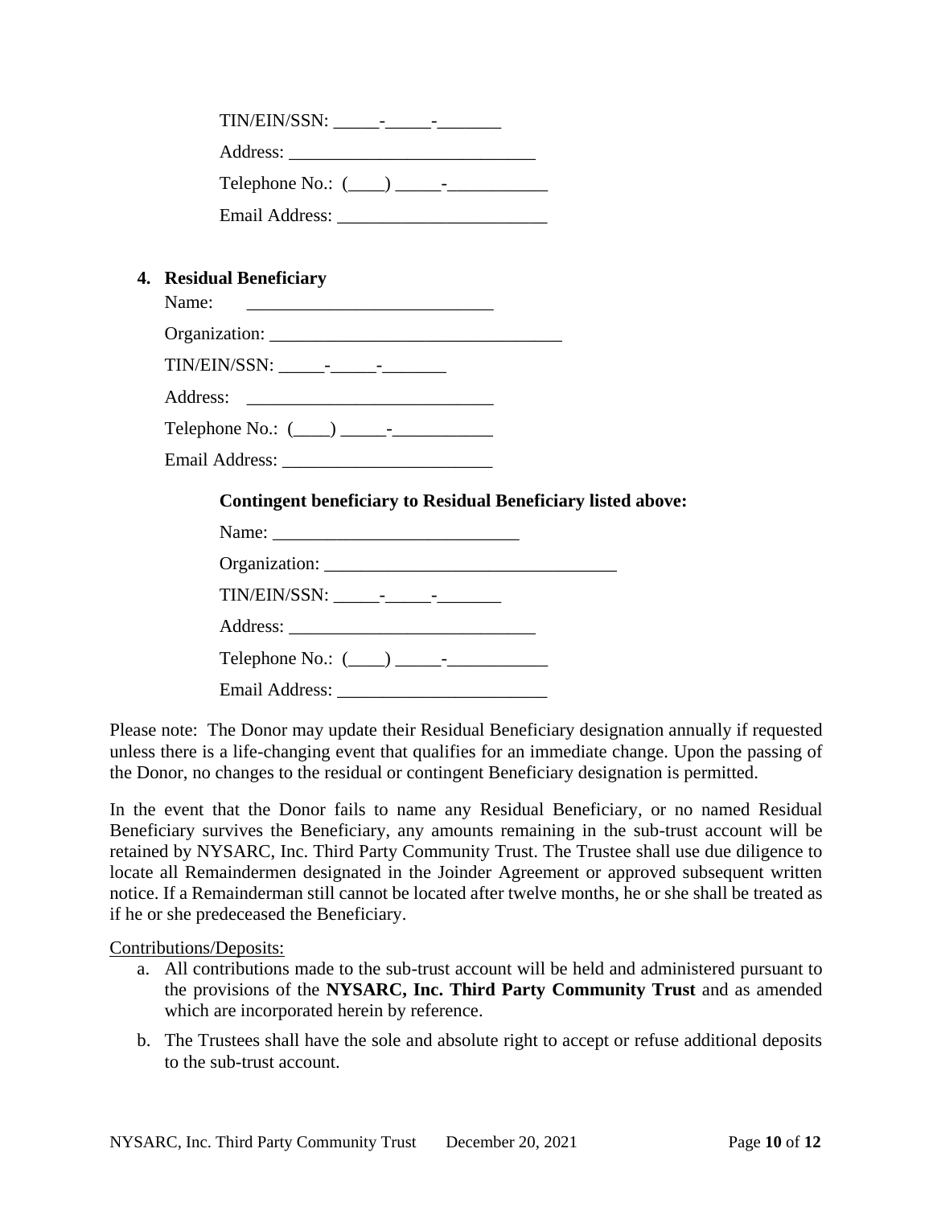TIN/EIN/SSN: _____-_____-_______

Address: ___________________________

Telephone No.: (____) _____-___________

Email Address: _______________________

4. **Residual Beneficiary**

   Name: ___________________________

   Organization: ________________________________

   TIN/EIN/SSN: _____-_____-_______

   Address: ___________________________

   Telephone No.: (____) _____-___________

   Email Address: _______________________

   **Contingent beneficiary to Residual Beneficiary listed above:**

   Name: ___________________________

   Organization: ________________________________

   TIN/EIN/SSN: _____-_____-_______

   Address: ___________________________

   Telephone No.: (____) _____-___________

   Email Address: _______________________

Please note: The Donor may update their Residual Beneficiary designation annually if requested unless there is a life-changing event that qualifies for an immediate change. Upon the passing of the Donor, no changes to the residual or contingent Beneficiary designation is permitted.

In the event that the Donor fails to name any Residual Beneficiary, or no named Residual Beneficiary survives the Beneficiary, any amounts remaining in the sub-trust account will be retained by NYSARC, Inc. Third Party Community Trust. The Trustee shall use due diligence to locate all Remaindermen designated in the Joinder Agreement or approved subsequent written notice. If a Remainderman still cannot be located after twelve months, he or she shall be treated as if he or she predeceased the Beneficiary.

Contributions/Deposits:

a. All contributions made to the sub-trust account will be held and administered pursuant to the provisions of the **NYSARC, Inc. Third Party Community Trust** and as amended which are incorporated herein by reference.

b. The Trustees shall have the sole and absolute right to accept or refuse additional deposits to the sub-trust account.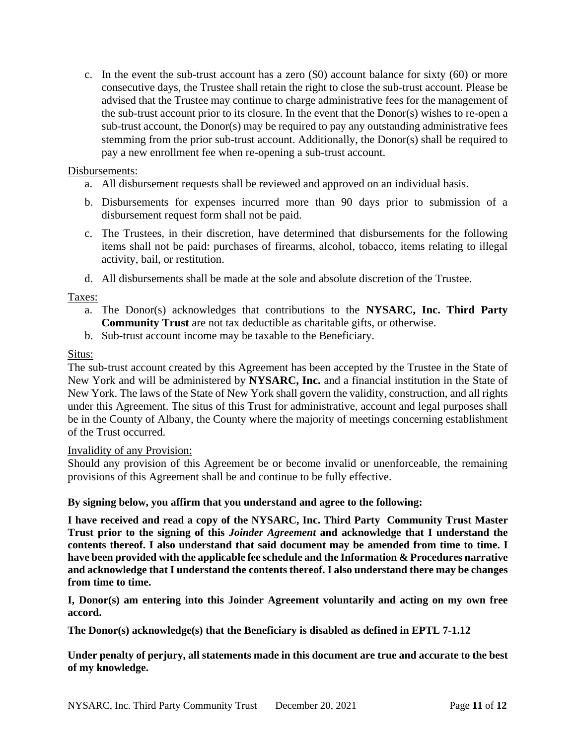c. In the event the sub-trust account has a zero ($0) account balance for sixty (60) or more consecutive days, the Trustee shall retain the right to close the sub-trust account. Please be advised that the Trustee may continue to charge administrative fees for the management of the sub-trust account prior to its closure. In the event that the Donor(s) wishes to re-open a sub-trust account, the Donor(s) may be required to pay any outstanding administrative fees stemming from the prior sub-trust account. Additionally, the Donor(s) shall be required to pay a new enrollment fee when re-opening a sub-trust account.

<u>Disbursements:</u>

a. All disbursement requests shall be reviewed and approved on an individual basis.

b. Disbursements for expenses incurred more than 90 days prior to submission of a disbursement request form shall not be paid.

c. The Trustees, in their discretion, have determined that disbursements for the following items shall not be paid: purchases of firearms, alcohol, tobacco, items relating to illegal activity, bail, or restitution.

d. All disbursements shall be made at the sole and absolute discretion of the Trustee.

<u>Taxes:</u>

a. The Donor(s) acknowledges that contributions to the **NYSARC, Inc. Third Party Community Trust** are not tax deductible as charitable gifts, or otherwise.
b. Sub-trust account income may be taxable to the Beneficiary.

<u>Situs:</u>

The sub-trust account created by this Agreement has been accepted by the Trustee in the State of New York and will be administered by **NYSARC, Inc.** and a financial institution in the State of New York. The laws of the State of New York shall govern the validity, construction, and all rights under this Agreement. The situs of this Trust for administrative, account and legal purposes shall be in the County of Albany, the County where the majority of meetings concerning establishment of the Trust occurred.

<u>Invalidity of any Provision:</u>

Should any provision of this Agreement be or become invalid or unenforceable, the remaining provisions of this Agreement shall be and continue to be fully effective.

**By signing below, you affirm that you understand and agree to the following:**

**I have received and read a copy of the NYSARC, Inc. Third Party Community Trust Master Trust prior to the signing of this *Joinder Agreement* and acknowledge that I understand the contents thereof. I also understand that said document may be amended from time to time. I have been provided with the applicable fee schedule and the Information & Procedures narrative and acknowledge that I understand the contents thereof. I also understand there may be changes from time to time.**

**I, Donor(s) am entering into this Joinder Agreement voluntarily and acting on my own free accord.**

**The Donor(s) acknowledge(s) that the Beneficiary is disabled as defined in EPTL 7-1.12**

**Under penalty of perjury, all statements made in this document are true and accurate to the best of my knowledge.**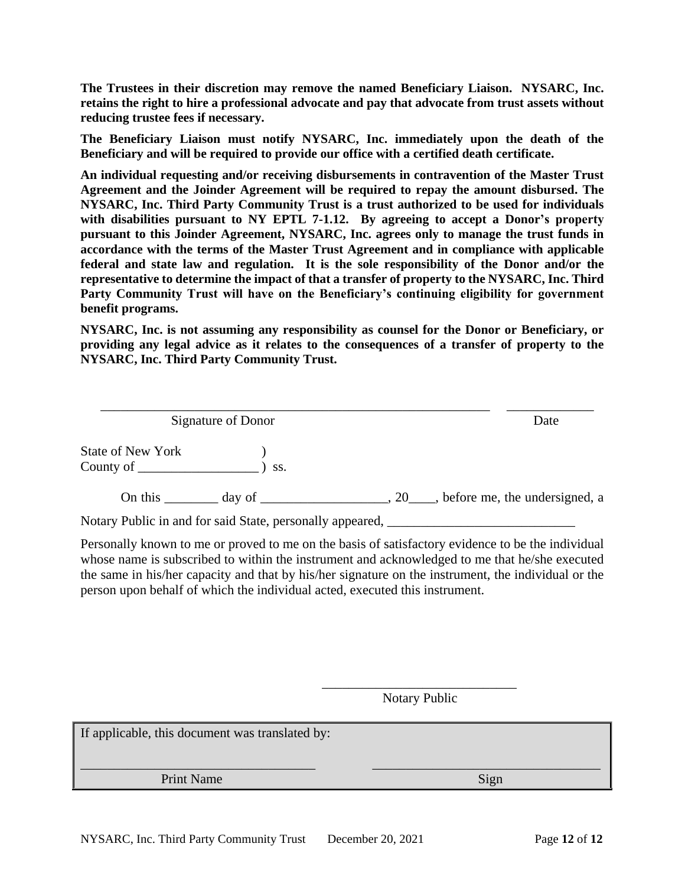**The Trustees in their discretion may remove the named Beneficiary Liaison. NYSARC, Inc. retains the right to hire a professional advocate and pay that advocate from trust assets without reducing trustee fees if necessary.**

**The Beneficiary Liaison must notify NYSARC, Inc. immediately upon the death of the Beneficiary and will be required to provide our office with a certified death certificate.**

**An individual requesting and/or receiving disbursements in contravention of the Master Trust Agreement and the Joinder Agreement will be required to repay the amount disbursed. The NYSARC, Inc. Third Party Community Trust is a trust authorized to be used for individuals with disabilities pursuant to NY EPTL 7-1.12. By agreeing to accept a Donor's property pursuant to this Joinder Agreement, NYSARC, Inc. agrees only to manage the trust funds in accordance with the terms of the Master Trust Agreement and in compliance with applicable federal and state law and regulation. It is the sole responsibility of the Donor and/or the representative to determine the impact of that a transfer of property to the NYSARC, Inc. Third Party Community Trust will have on the Beneficiary's continuing eligibility for government benefit programs.**

**NYSARC, Inc. is not assuming any responsibility as counsel for the Donor or Beneficiary, or providing any legal advice as it relates to the consequences of a transfer of property to the NYSARC, Inc. Third Party Community Trust.**

_____________________________________________ _____________

Signature of Donor Date

State of New York )
County of __________________ ) ss.

On this ________ day of __________________, 20____, before me, the undersigned, a Notary Public in and for said State, personally appeared, ___________________________

Personally known to me or proved to me on the basis of satisfactory evidence to be the individual whose name is subscribed to within the instrument and acknowledged to me that he/she executed the same in his/her capacity and that by his/her signature on the instrument, the individual or the person upon behalf of which the individual acted, executed this instrument.

____________________________

Notary Public

If applicable, this document was translated by:

__________________________________ __________________________________

Print Name Sign